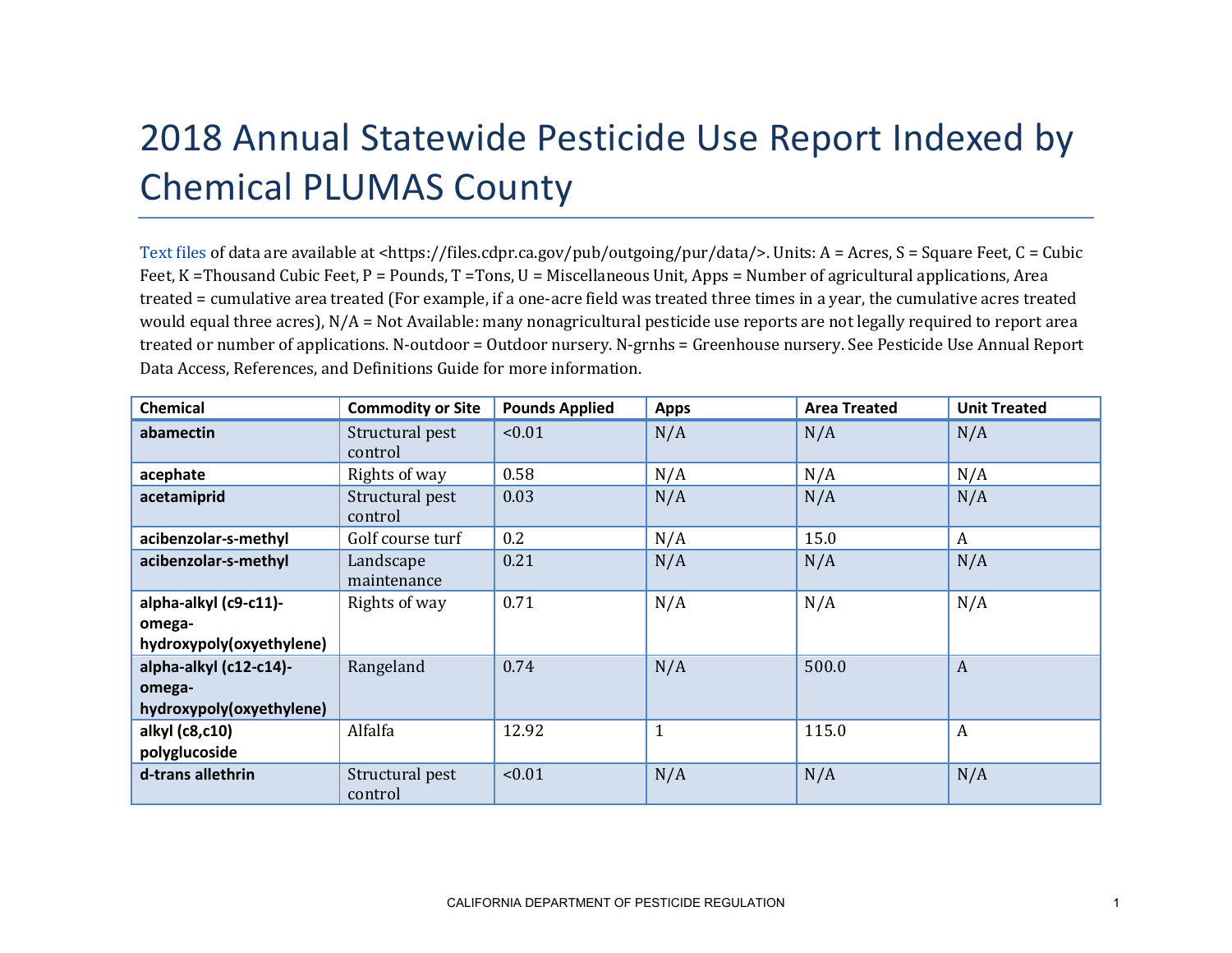# 2018 Annual Statewide Pesticide Use Report Indexed by Chemical PLUMAS County

Text files of data are available at <https://files.cdpr.ca.gov/pub/outgoing/pur/data/>. Units: A = Acres, S = Square Feet, C = Cubic Feet, K =Thousand Cubic Feet, P = Pounds, T =Tons, U = Miscellaneous Unit, Apps = Number of agricultural applications, Area treated = cumulative area treated (For example, if a one-acre field was treated three times in a year, the cumulative acres treated would equal three acres), N/A = Not Available: many nonagricultural pesticide use reports are not legally required to report area treated or number of applications. N-outdoor = Outdoor nursery. N-grnhs = Greenhouse nursery. See Pesticide Use Annual Report Data Access, References, and Definitions Guide for more information.

| Chemical | Commodity or Site | Pounds Applied | Apps | Area Treated | Unit Treated |
|---|---|---|---|---|---|
| **abamectin** | Structural pest control | <0.01 | N/A | N/A | N/A |
| **acephate** | Rights of way | 0.58 | N/A | N/A | N/A |
| **acetamiprid** | Structural pest control | 0.03 | N/A | N/A | N/A |
| **acibenzolar-s-methyl** | Golf course turf | 0.2 | N/A | 15.0 | A |
| **acibenzolar-s-methyl** | Landscape maintenance | 0.21 | N/A | N/A | N/A |
| **alpha-alkyl (c9-c11)-omega-hydroxypoly(oxyethylene)** | Rights of way | 0.71 | N/A | N/A | N/A |
| **alpha-alkyl (c12-c14)-omega-hydroxypoly(oxyethylene)** | Rangeland | 0.74 | N/A | 500.0 | A |
| **alkyl (c8,c10) polyglucoside** | Alfalfa | 12.92 | 1 | 115.0 | A |
| **d-trans allethrin** | Structural pest control | <0.01 | N/A | N/A | N/A |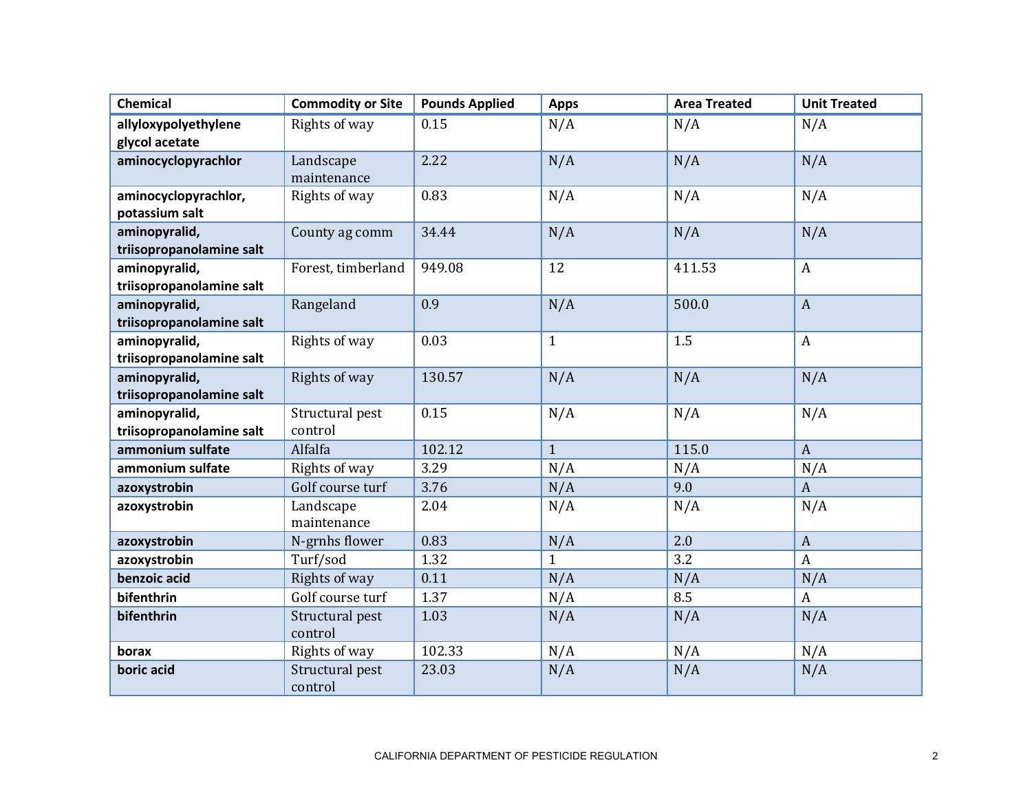| Chemical | Commodity or Site | Pounds Applied | Apps | Area Treated | Unit Treated |
| --- | --- | --- | --- | --- | --- |
| **allyloxypolyethylene glycol acetate** | Rights of way | 0.15 | N/A | N/A | N/A |
| **aminocyclopyrachlor** | Landscape maintenance | 2.22 | N/A | N/A | N/A |
| **aminocyclopyrachlor, potassium salt** | Rights of way | 0.83 | N/A | N/A | N/A |
| **aminopyralid, triisopropanolamine salt** | County ag comm | 34.44 | N/A | N/A | N/A |
| **aminopyralid, triisopropanolamine salt** | Forest, timberland | 949.08 | 12 | 411.53 | A |
| **aminopyralid, triisopropanolamine salt** | Rangeland | 0.9 | N/A | 500.0 | A |
| **aminopyralid, triisopropanolamine salt** | Rights of way | 0.03 | 1 | 1.5 | A |
| **aminopyralid, triisopropanolamine salt** | Rights of way | 130.57 | N/A | N/A | N/A |
| **aminopyralid, triisopropanolamine salt** | Structural pest control | 0.15 | N/A | N/A | N/A |
| **ammonium sulfate** | Alfalfa | 102.12 | 1 | 115.0 | A |
| **ammonium sulfate** | Rights of way | 3.29 | N/A | N/A | N/A |
| **azoxystrobin** | Golf course turf | 3.76 | N/A | 9.0 | A |
| **azoxystrobin** | Landscape maintenance | 2.04 | N/A | N/A | N/A |
| **azoxystrobin** | N-grnhs flower | 0.83 | N/A | 2.0 | A |
| **azoxystrobin** | Turf/sod | 1.32 | 1 | 3.2 | A |
| **benzoic acid** | Rights of way | 0.11 | N/A | N/A | N/A |
| **bifenthrin** | Golf course turf | 1.37 | N/A | 8.5 | A |
| **bifenthrin** | Structural pest control | 1.03 | N/A | N/A | N/A |
| **borax** | Rights of way | 102.33 | N/A | N/A | N/A |
| **boric acid** | Structural pest control | 23.03 | N/A | N/A | N/A |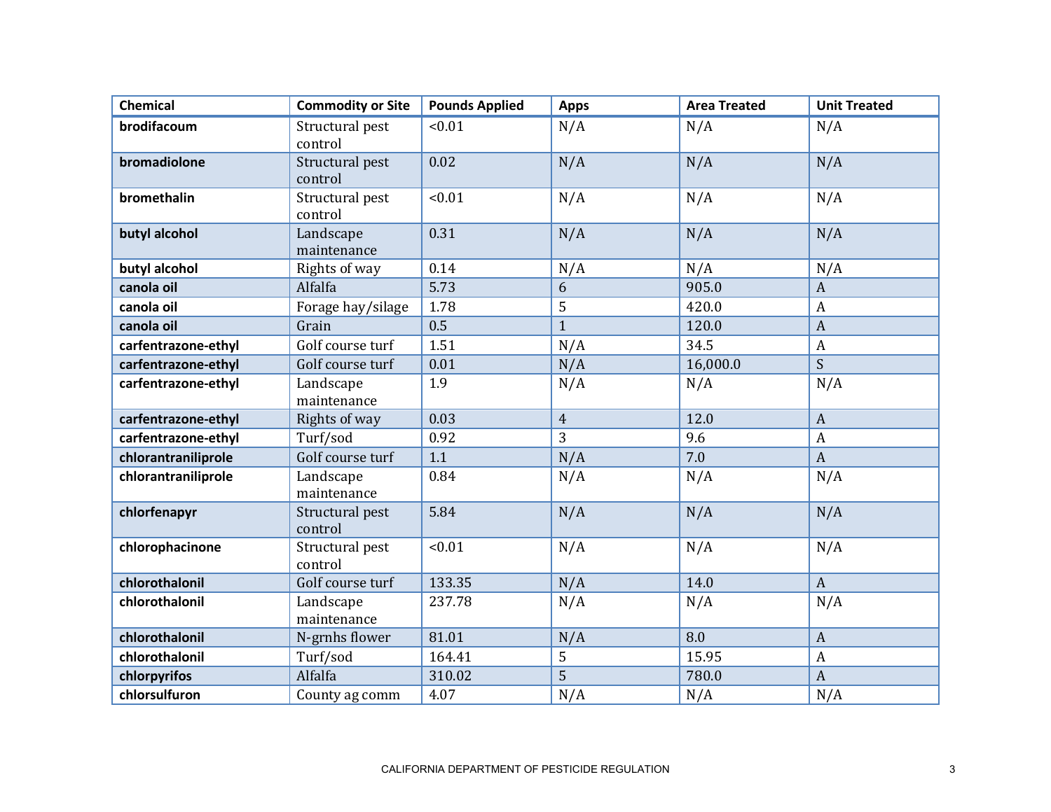| Chemical | Commodity or Site | Pounds Applied | Apps | Area Treated | Unit Treated |
| --- | --- | --- | --- | --- | --- |
| **brodifacoum** | Structural pest control | <0.01 | N/A | N/A | N/A |
| **bromadiolone** | Structural pest control | 0.02 | N/A | N/A | N/A |
| **bromethalin** | Structural pest control | <0.01 | N/A | N/A | N/A |
| **butyl alcohol** | Landscape maintenance | 0.31 | N/A | N/A | N/A |
| **butyl alcohol** | Rights of way | 0.14 | N/A | N/A | N/A |
| **canola oil** | Alfalfa | 5.73 | 6 | 905.0 | A |
| **canola oil** | Forage hay/silage | 1.78 | 5 | 420.0 | A |
| **canola oil** | Grain | 0.5 | 1 | 120.0 | A |
| **carfentrazone-ethyl** | Golf course turf | 1.51 | N/A | 34.5 | A |
| **carfentrazone-ethyl** | Golf course turf | 0.01 | N/A | 16,000.0 | S |
| **carfentrazone-ethyl** | Landscape maintenance | 1.9 | N/A | N/A | N/A |
| **carfentrazone-ethyl** | Rights of way | 0.03 | 4 | 12.0 | A |
| **carfentrazone-ethyl** | Turf/sod | 0.92 | 3 | 9.6 | A |
| **chlorantraniliprole** | Golf course turf | 1.1 | N/A | 7.0 | A |
| **chlorantraniliprole** | Landscape maintenance | 0.84 | N/A | N/A | N/A |
| **chlorfenapyr** | Structural pest control | 5.84 | N/A | N/A | N/A |
| **chlorophacinone** | Structural pest control | <0.01 | N/A | N/A | N/A |
| **chlorothalonil** | Golf course turf | 133.35 | N/A | 14.0 | A |
| **chlorothalonil** | Landscape maintenance | 237.78 | N/A | N/A | N/A |
| **chlorothalonil** | N-grnhs flower | 81.01 | N/A | 8.0 | A |
| **chlorothalonil** | Turf/sod | 164.41 | 5 | 15.95 | A |
| **chlorpyrifos** | Alfalfa | 310.02 | 5 | 780.0 | A |
| **chlorsulfuron** | County ag comm | 4.07 | N/A | N/A | N/A |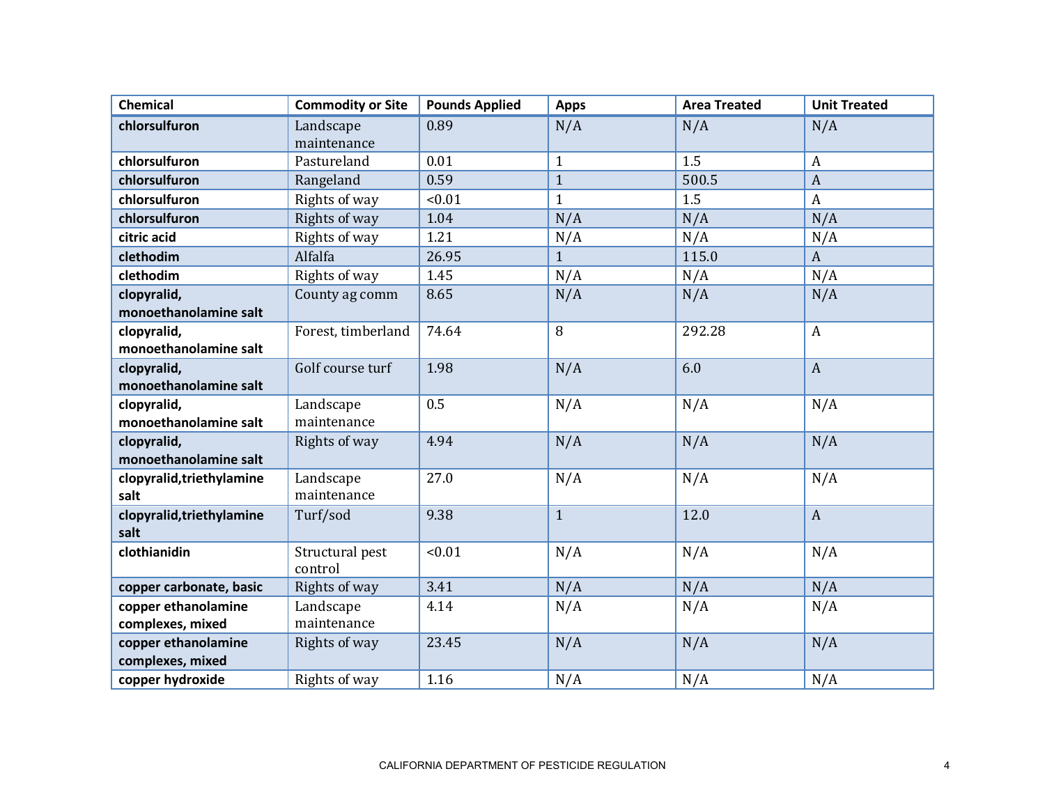| Chemical | Commodity or Site | Pounds Applied | Apps | Area Treated | Unit Treated |
|---|---|---|---|---|---|
| **chlorsulfuron** | Landscape maintenance | 0.89 | N/A | N/A | N/A |
| **chlorsulfuron** | Pastureland | 0.01 | 1 | 1.5 | A |
| **chlorsulfuron** | Rangeland | 0.59 | 1 | 500.5 | A |
| **chlorsulfuron** | Rights of way | <0.01 | 1 | 1.5 | A |
| **chlorsulfuron** | Rights of way | 1.04 | N/A | N/A | N/A |
| **citric acid** | Rights of way | 1.21 | N/A | N/A | N/A |
| **clethodim** | Alfalfa | 26.95 | 1 | 115.0 | A |
| **clethodim** | Rights of way | 1.45 | N/A | N/A | N/A |
| **clopyralid, monoethanolamine salt** | County ag comm | 8.65 | N/A | N/A | N/A |
| **clopyralid, monoethanolamine salt** | Forest, timberland | 74.64 | 8 | 292.28 | A |
| **clopyralid, monoethanolamine salt** | Golf course turf | 1.98 | N/A | 6.0 | A |
| **clopyralid, monoethanolamine salt** | Landscape maintenance | 0.5 | N/A | N/A | N/A |
| **clopyralid, monoethanolamine salt** | Rights of way | 4.94 | N/A | N/A | N/A |
| **clopyralid,triethylamine salt** | Landscape maintenance | 27.0 | N/A | N/A | N/A |
| **clopyralid,triethylamine salt** | Turf/sod | 9.38 | 1 | 12.0 | A |
| **clothianidin** | Structural pest control | <0.01 | N/A | N/A | N/A |
| **copper carbonate, basic** | Rights of way | 3.41 | N/A | N/A | N/A |
| **copper ethanolamine complexes, mixed** | Landscape maintenance | 4.14 | N/A | N/A | N/A |
| **copper ethanolamine complexes, mixed** | Rights of way | 23.45 | N/A | N/A | N/A |
| **copper hydroxide** | Rights of way | 1.16 | N/A | N/A | N/A |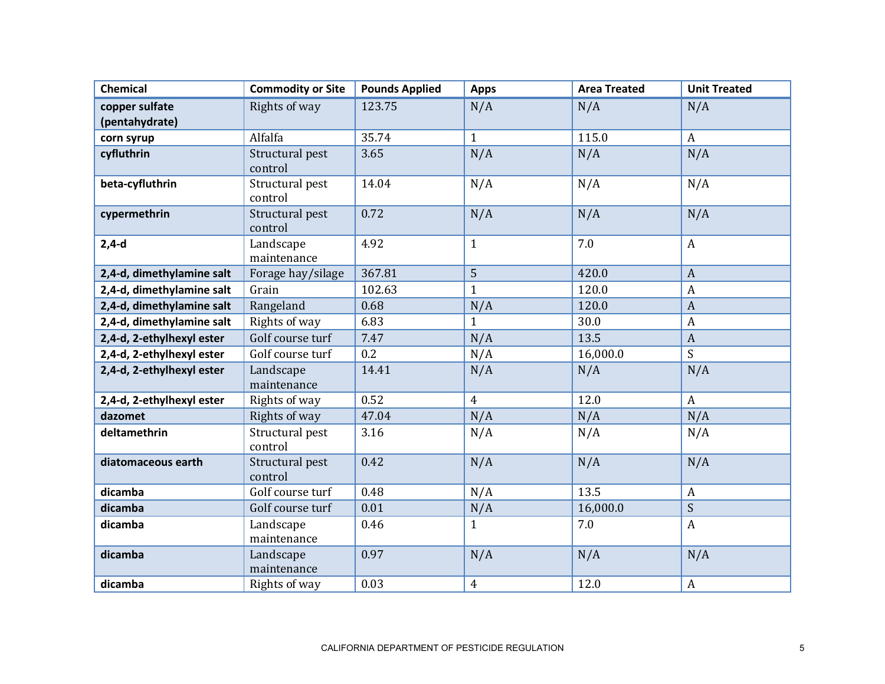| Chemical | Commodity or Site | Pounds Applied | Apps | Area Treated | Unit Treated |
|---|---|---|---|---|---|
| **copper sulfate (pentahydrate)** | Rights of way | 123.75 | N/A | N/A | N/A |
| **corn syrup** | Alfalfa | 35.74 | 1 | 115.0 | A |
| **cyfluthrin** | Structural pest control | 3.65 | N/A | N/A | N/A |
| **beta-cyfluthrin** | Structural pest control | 14.04 | N/A | N/A | N/A |
| **cypermethrin** | Structural pest control | 0.72 | N/A | N/A | N/A |
| **2,4-d** | Landscape maintenance | 4.92 | 1 | 7.0 | A |
| **2,4-d, dimethylamine salt** | Forage hay/silage | 367.81 | 5 | 420.0 | A |
| **2,4-d, dimethylamine salt** | Grain | 102.63 | 1 | 120.0 | A |
| **2,4-d, dimethylamine salt** | Rangeland | 0.68 | N/A | 120.0 | A |
| **2,4-d, dimethylamine salt** | Rights of way | 6.83 | 1 | 30.0 | A |
| **2,4-d, 2-ethylhexyl ester** | Golf course turf | 7.47 | N/A | 13.5 | A |
| **2,4-d, 2-ethylhexyl ester** | Golf course turf | 0.2 | N/A | 16,000.0 | S |
| **2,4-d, 2-ethylhexyl ester** | Landscape maintenance | 14.41 | N/A | N/A | N/A |
| **2,4-d, 2-ethylhexyl ester** | Rights of way | 0.52 | 4 | 12.0 | A |
| **dazomet** | Rights of way | 47.04 | N/A | N/A | N/A |
| **deltamethrin** | Structural pest control | 3.16 | N/A | N/A | N/A |
| **diatomaceous earth** | Structural pest control | 0.42 | N/A | N/A | N/A |
| **dicamba** | Golf course turf | 0.48 | N/A | 13.5 | A |
| **dicamba** | Golf course turf | 0.01 | N/A | 16,000.0 | S |
| **dicamba** | Landscape maintenance | 0.46 | 1 | 7.0 | A |
| **dicamba** | Landscape maintenance | 0.97 | N/A | N/A | N/A |
| **dicamba** | Rights of way | 0.03 | 4 | 12.0 | A |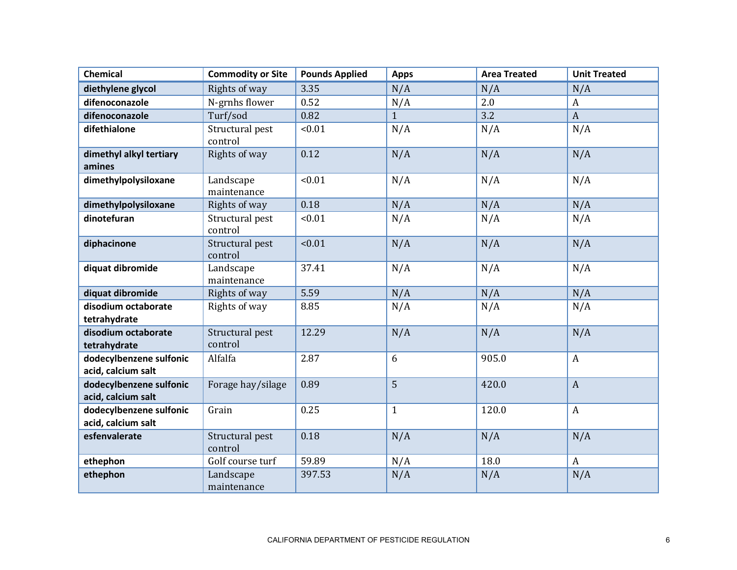| Chemical | Commodity or Site | Pounds Applied | Apps | Area Treated | Unit Treated |
|---|---|---|---|---|---|
| **diethylene glycol** | Rights of way | 3.35 | N/A | N/A | N/A |
| **difenoconazole** | N-grnhs flower | 0.52 | N/A | 2.0 | A |
| **difenoconazole** | Turf/sod | 0.82 | 1 | 3.2 | A |
| **difethialone** | Structural pest control | <0.01 | N/A | N/A | N/A |
| **dimethyl alkyl tertiary amines** | Rights of way | 0.12 | N/A | N/A | N/A |
| **dimethylpolysiloxane** | Landscape maintenance | <0.01 | N/A | N/A | N/A |
| **dimethylpolysiloxane** | Rights of way | 0.18 | N/A | N/A | N/A |
| **dinotefuran** | Structural pest control | <0.01 | N/A | N/A | N/A |
| **diphacinone** | Structural pest control | <0.01 | N/A | N/A | N/A |
| **diquat dibromide** | Landscape maintenance | 37.41 | N/A | N/A | N/A |
| **diquat dibromide** | Rights of way | 5.59 | N/A | N/A | N/A |
| **disodium octaborate tetrahydrate** | Rights of way | 8.85 | N/A | N/A | N/A |
| **disodium octaborate tetrahydrate** | Structural pest control | 12.29 | N/A | N/A | N/A |
| **dodecylbenzene sulfonic acid, calcium salt** | Alfalfa | 2.87 | 6 | 905.0 | A |
| **dodecylbenzene sulfonic acid, calcium salt** | Forage hay/silage | 0.89 | 5 | 420.0 | A |
| **dodecylbenzene sulfonic acid, calcium salt** | Grain | 0.25 | 1 | 120.0 | A |
| **esfenvalerate** | Structural pest control | 0.18 | N/A | N/A | N/A |
| **ethephon** | Golf course turf | 59.89 | N/A | 18.0 | A |
| **ethephon** | Landscape maintenance | 397.53 | N/A | N/A | N/A |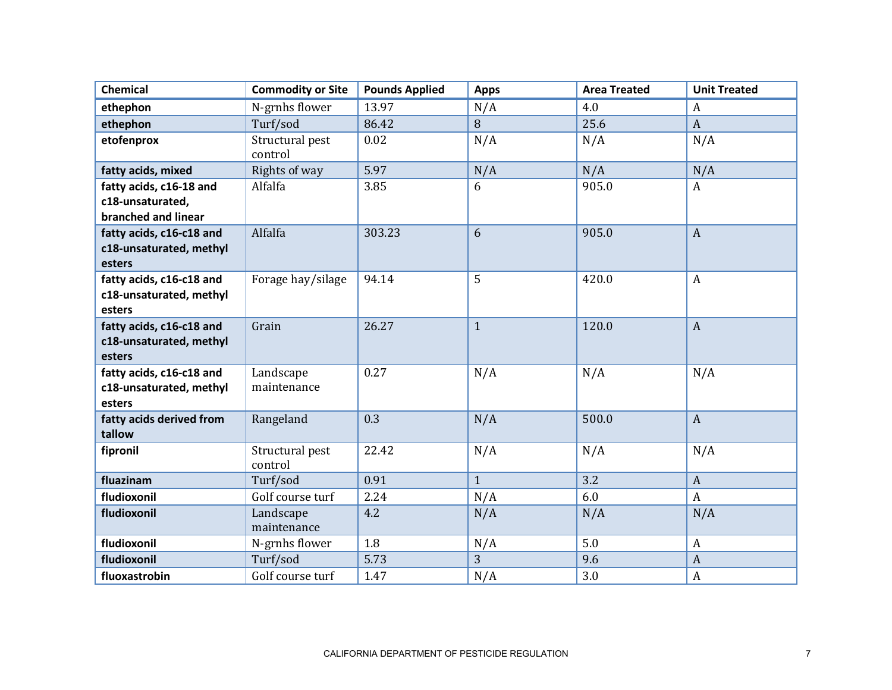| Chemical | Commodity or Site | Pounds Applied | Apps | Area Treated | Unit Treated |
|---|---|---|---|---|---|
| **ethephon** | N-grnhs flower | 13.97 | N/A | 4.0 | A |
| **ethephon** | Turf/sod | 86.42 | 8 | 25.6 | A |
| **etofenprox** | Structural pest control | 0.02 | N/A | N/A | N/A |
| **fatty acids, mixed** | Rights of way | 5.97 | N/A | N/A | N/A |
| **fatty acids, c16-18 and c18-unsaturated, branched and linear** | Alfalfa | 3.85 | 6 | 905.0 | A |
| **fatty acids, c16-c18 and c18-unsaturated, methyl esters** | Alfalfa | 303.23 | 6 | 905.0 | A |
| **fatty acids, c16-c18 and c18-unsaturated, methyl esters** | Forage hay/silage | 94.14 | 5 | 420.0 | A |
| **fatty acids, c16-c18 and c18-unsaturated, methyl esters** | Grain | 26.27 | 1 | 120.0 | A |
| **fatty acids, c16-c18 and c18-unsaturated, methyl esters** | Landscape maintenance | 0.27 | N/A | N/A | N/A |
| **fatty acids derived from tallow** | Rangeland | 0.3 | N/A | 500.0 | A |
| **fipronil** | Structural pest control | 22.42 | N/A | N/A | N/A |
| **fluazinam** | Turf/sod | 0.91 | 1 | 3.2 | A |
| **fludioxonil** | Golf course turf | 2.24 | N/A | 6.0 | A |
| **fludioxonil** | Landscape maintenance | 4.2 | N/A | N/A | N/A |
| **fludioxonil** | N-grnhs flower | 1.8 | N/A | 5.0 | A |
| **fludioxonil** | Turf/sod | 5.73 | 3 | 9.6 | A |
| **fluoxastrobin** | Golf course turf | 1.47 | N/A | 3.0 | A |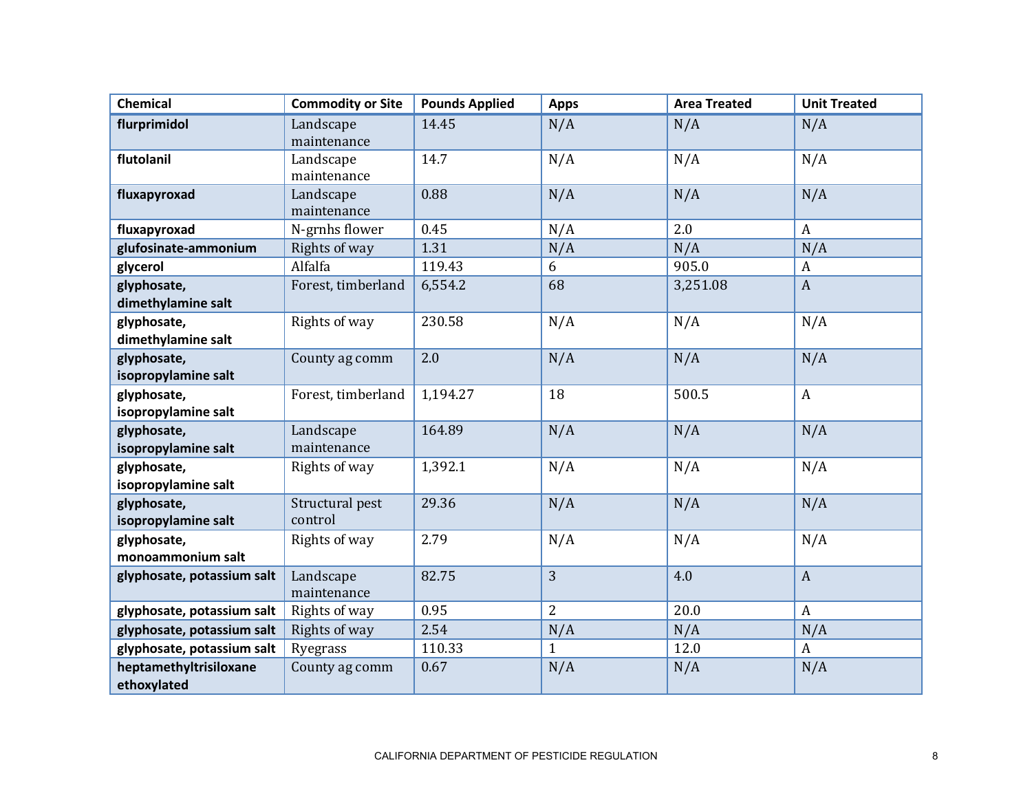| Chemical | Commodity or Site | Pounds Applied | Apps | Area Treated | Unit Treated |
|---|---|---|---|---|---|
| **flurprimidol** | Landscape maintenance | 14.45 | N/A | N/A | N/A |
| **flutolanil** | Landscape maintenance | 14.7 | N/A | N/A | N/A |
| **fluxapyroxad** | Landscape maintenance | 0.88 | N/A | N/A | N/A |
| **fluxapyroxad** | N-grnhs flower | 0.45 | N/A | 2.0 | A |
| **glufosinate-ammonium** | Rights of way | 1.31 | N/A | N/A | N/A |
| **glycerol** | Alfalfa | 119.43 | 6 | 905.0 | A |
| **glyphosate, dimethylamine salt** | Forest, timberland | 6,554.2 | 68 | 3,251.08 | A |
| **glyphosate, dimethylamine salt** | Rights of way | 230.58 | N/A | N/A | N/A |
| **glyphosate, isopropylamine salt** | County ag comm | 2.0 | N/A | N/A | N/A |
| **glyphosate, isopropylamine salt** | Forest, timberland | 1,194.27 | 18 | 500.5 | A |
| **glyphosate, isopropylamine salt** | Landscape maintenance | 164.89 | N/A | N/A | N/A |
| **glyphosate, isopropylamine salt** | Rights of way | 1,392.1 | N/A | N/A | N/A |
| **glyphosate, isopropylamine salt** | Structural pest control | 29.36 | N/A | N/A | N/A |
| **glyphosate, monoammonium salt** | Rights of way | 2.79 | N/A | N/A | N/A |
| **glyphosate, potassium salt** | Landscape maintenance | 82.75 | 3 | 4.0 | A |
| **glyphosate, potassium salt** | Rights of way | 0.95 | 2 | 20.0 | A |
| **glyphosate, potassium salt** | Rights of way | 2.54 | N/A | N/A | N/A |
| **glyphosate, potassium salt** | Ryegrass | 110.33 | 1 | 12.0 | A |
| **heptamethyltrisiloxane ethoxylated** | County ag comm | 0.67 | N/A | N/A | N/A |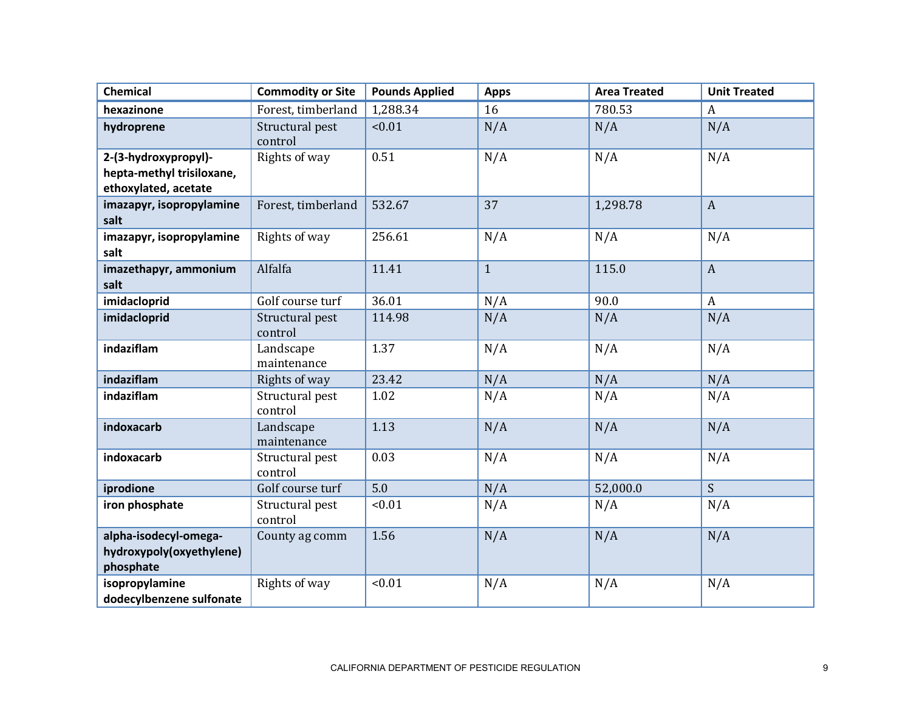| Chemical | Commodity or Site | Pounds Applied | Apps | Area Treated | Unit Treated |
|---|---|---|---|---|---|
| **hexazinone** | Forest, timberland | 1,288.34 | 16 | 780.53 | A |
| **hydroprene** | Structural pest control | <0.01 | N/A | N/A | N/A |
| **2-(3-hydroxypropyl)-hepta-methyl trisiloxane, ethoxylated, acetate** | Rights of way | 0.51 | N/A | N/A | N/A |
| **imazapyr, isopropylamine salt** | Forest, timberland | 532.67 | 37 | 1,298.78 | A |
| **imazapyr, isopropylamine salt** | Rights of way | 256.61 | N/A | N/A | N/A |
| **imazethapyr, ammonium salt** | Alfalfa | 11.41 | 1 | 115.0 | A |
| **imidacloprid** | Golf course turf | 36.01 | N/A | 90.0 | A |
| **imidacloprid** | Structural pest control | 114.98 | N/A | N/A | N/A |
| **indaziflam** | Landscape maintenance | 1.37 | N/A | N/A | N/A |
| **indaziflam** | Rights of way | 23.42 | N/A | N/A | N/A |
| **indaziflam** | Structural pest control | 1.02 | N/A | N/A | N/A |
| **indoxacarb** | Landscape maintenance | 1.13 | N/A | N/A | N/A |
| **indoxacarb** | Structural pest control | 0.03 | N/A | N/A | N/A |
| **iprodione** | Golf course turf | 5.0 | N/A | 52,000.0 | S |
| **iron phosphate** | Structural pest control | <0.01 | N/A | N/A | N/A |
| **alpha-isodecyl-omega-hydroxypoly(oxyethylene) phosphate** | County ag comm | 1.56 | N/A | N/A | N/A |
| **isopropylamine dodecylbenzene sulfonate** | Rights of way | <0.01 | N/A | N/A | N/A |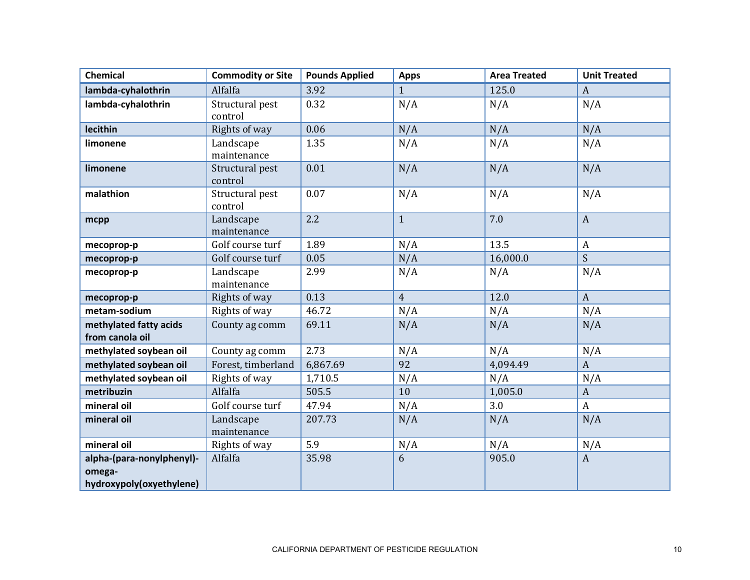| Chemical | Commodity or Site | Pounds Applied | Apps | Area Treated | Unit Treated |
|---|---|---|---|---|---|
| **lambda-cyhalothrin** | Alfalfa | 3.92 | 1 | 125.0 | A |
| **lambda-cyhalothrin** | Structural pest control | 0.32 | N/A | N/A | N/A |
| **lecithin** | Rights of way | 0.06 | N/A | N/A | N/A |
| **limonene** | Landscape maintenance | 1.35 | N/A | N/A | N/A |
| **limonene** | Structural pest control | 0.01 | N/A | N/A | N/A |
| **malathion** | Structural pest control | 0.07 | N/A | N/A | N/A |
| **mcpp** | Landscape maintenance | 2.2 | 1 | 7.0 | A |
| **mecoprop-p** | Golf course turf | 1.89 | N/A | 13.5 | A |
| **mecoprop-p** | Golf course turf | 0.05 | N/A | 16,000.0 | S |
| **mecoprop-p** | Landscape maintenance | 2.99 | N/A | N/A | N/A |
| **mecoprop-p** | Rights of way | 0.13 | 4 | 12.0 | A |
| **metam-sodium** | Rights of way | 46.72 | N/A | N/A | N/A |
| **methylated fatty acids from canola oil** | County ag comm | 69.11 | N/A | N/A | N/A |
| **methylated soybean oil** | County ag comm | 2.73 | N/A | N/A | N/A |
| **methylated soybean oil** | Forest, timberland | 6,867.69 | 92 | 4,094.49 | A |
| **methylated soybean oil** | Rights of way | 1,710.5 | N/A | N/A | N/A |
| **metribuzin** | Alfalfa | 505.5 | 10 | 1,005.0 | A |
| **mineral oil** | Golf course turf | 47.94 | N/A | 3.0 | A |
| **mineral oil** | Landscape maintenance | 207.73 | N/A | N/A | N/A |
| **mineral oil** | Rights of way | 5.9 | N/A | N/A | N/A |
| **alpha-(para-nonylphenyl)-omega-hydroxypoly(oxyethylene)** | Alfalfa | 35.98 | 6 | 905.0 | A |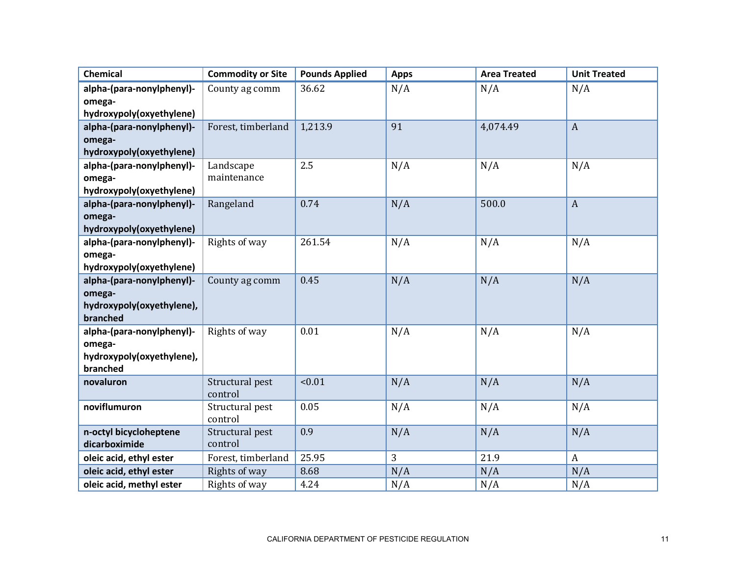| Chemical | Commodity or Site | Pounds Applied | Apps | Area Treated | Unit Treated |
|---|---|---|---|---|---|
| **alpha-(para-nonylphenyl)-omega-hydroxypoly(oxyethylene)** | County ag comm | 36.62 | N/A | N/A | N/A |
| **alpha-(para-nonylphenyl)-omega-hydroxypoly(oxyethylene)** | Forest, timberland | 1,213.9 | 91 | 4,074.49 | A |
| **alpha-(para-nonylphenyl)-omega-hydroxypoly(oxyethylene)** | Landscape maintenance | 2.5 | N/A | N/A | N/A |
| **alpha-(para-nonylphenyl)-omega-hydroxypoly(oxyethylene)** | Rangeland | 0.74 | N/A | 500.0 | A |
| **alpha-(para-nonylphenyl)-omega-hydroxypoly(oxyethylene)** | Rights of way | 261.54 | N/A | N/A | N/A |
| **alpha-(para-nonylphenyl)-omega-hydroxypoly(oxyethylene), branched** | County ag comm | 0.45 | N/A | N/A | N/A |
| **alpha-(para-nonylphenyl)-omega-hydroxypoly(oxyethylene), branched** | Rights of way | 0.01 | N/A | N/A | N/A |
| **novaluron** | Structural pest control | <0.01 | N/A | N/A | N/A |
| **noviflumuron** | Structural pest control | 0.05 | N/A | N/A | N/A |
| **n-octyl bicycloheptene dicarboximide** | Structural pest control | 0.9 | N/A | N/A | N/A |
| **oleic acid, ethyl ester** | Forest, timberland | 25.95 | 3 | 21.9 | A |
| **oleic acid, ethyl ester** | Rights of way | 8.68 | N/A | N/A | N/A |
| **oleic acid, methyl ester** | Rights of way | 4.24 | N/A | N/A | N/A |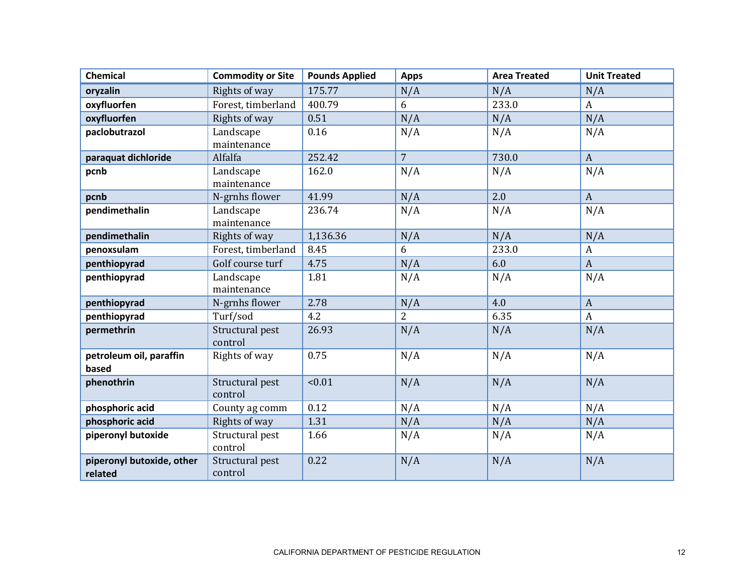| Chemical | Commodity or Site | Pounds Applied | Apps | Area Treated | Unit Treated |
|---|---|---|---|---|---|
| **oryzalin** | Rights of way | 175.77 | N/A | N/A | N/A |
| **oxyfluorfen** | Forest, timberland | 400.79 | 6 | 233.0 | A |
| **oxyfluorfen** | Rights of way | 0.51 | N/A | N/A | N/A |
| **paclobutrazol** | Landscape maintenance | 0.16 | N/A | N/A | N/A |
| **paraquat dichloride** | Alfalfa | 252.42 | 7 | 730.0 | A |
| **pcnb** | Landscape maintenance | 162.0 | N/A | N/A | N/A |
| **pcnb** | N-grnhs flower | 41.99 | N/A | 2.0 | A |
| **pendimethalin** | Landscape maintenance | 236.74 | N/A | N/A | N/A |
| **pendimethalin** | Rights of way | 1,136.36 | N/A | N/A | N/A |
| **penoxsulam** | Forest, timberland | 8.45 | 6 | 233.0 | A |
| **penthiopyrad** | Golf course turf | 4.75 | N/A | 6.0 | A |
| **penthiopyrad** | Landscape maintenance | 1.81 | N/A | N/A | N/A |
| **penthiopyrad** | N-grnhs flower | 2.78 | N/A | 4.0 | A |
| **penthiopyrad** | Turf/sod | 4.2 | 2 | 6.35 | A |
| **permethrin** | Structural pest control | 26.93 | N/A | N/A | N/A |
| **petroleum oil, paraffin based** | Rights of way | 0.75 | N/A | N/A | N/A |
| **phenothrin** | Structural pest control | <0.01 | N/A | N/A | N/A |
| **phosphoric acid** | County ag comm | 0.12 | N/A | N/A | N/A |
| **phosphoric acid** | Rights of way | 1.31 | N/A | N/A | N/A |
| **piperonyl butoxide** | Structural pest control | 1.66 | N/A | N/A | N/A |
| **piperonyl butoxide, other related** | Structural pest control | 0.22 | N/A | N/A | N/A |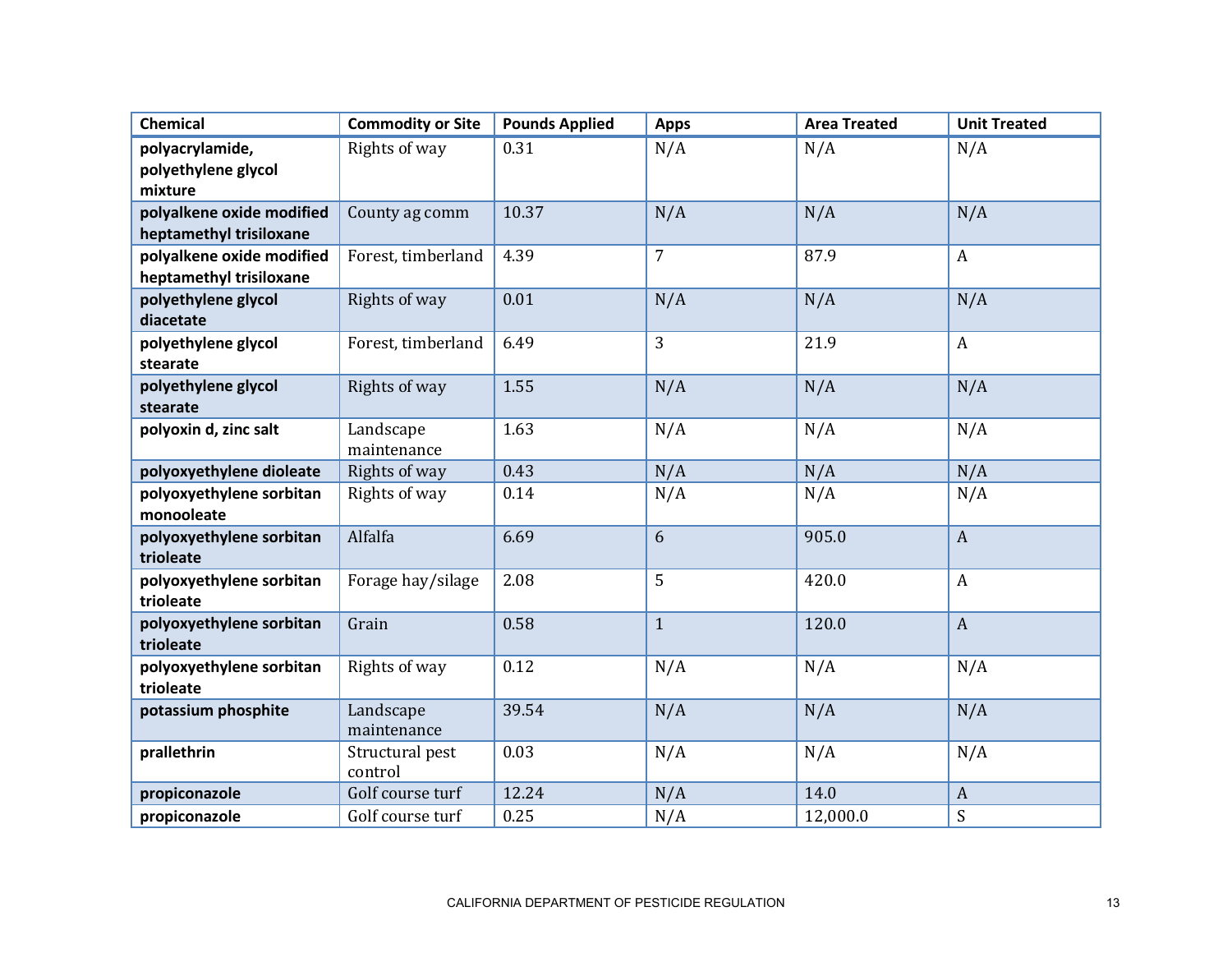| Chemical | Commodity or Site | Pounds Applied | Apps | Area Treated | Unit Treated |
|---|---|---|---|---|---|
| **polyacrylamide, polyethylene glycol mixture** | Rights of way | 0.31 | N/A | N/A | N/A |
| **polyalkene oxide modified heptamethyl trisiloxane** | County ag comm | 10.37 | N/A | N/A | N/A |
| **polyalkene oxide modified heptamethyl trisiloxane** | Forest, timberland | 4.39 | 7 | 87.9 | A |
| **polyethylene glycol diacetate** | Rights of way | 0.01 | N/A | N/A | N/A |
| **polyethylene glycol stearate** | Forest, timberland | 6.49 | 3 | 21.9 | A |
| **polyethylene glycol stearate** | Rights of way | 1.55 | N/A | N/A | N/A |
| **polyoxin d, zinc salt** | Landscape maintenance | 1.63 | N/A | N/A | N/A |
| **polyoxyethylene dioleate** | Rights of way | 0.43 | N/A | N/A | N/A |
| **polyoxyethylene sorbitan monooleate** | Rights of way | 0.14 | N/A | N/A | N/A |
| **polyoxyethylene sorbitan trioleate** | Alfalfa | 6.69 | 6 | 905.0 | A |
| **polyoxyethylene sorbitan trioleate** | Forage hay/silage | 2.08 | 5 | 420.0 | A |
| **polyoxyethylene sorbitan trioleate** | Grain | 0.58 | 1 | 120.0 | A |
| **polyoxyethylene sorbitan trioleate** | Rights of way | 0.12 | N/A | N/A | N/A |
| **potassium phosphite** | Landscape maintenance | 39.54 | N/A | N/A | N/A |
| **prallethrin** | Structural pest control | 0.03 | N/A | N/A | N/A |
| **propiconazole** | Golf course turf | 12.24 | N/A | 14.0 | A |
| **propiconazole** | Golf course turf | 0.25 | N/A | 12,000.0 | S |

CALIFORNIA DEPARTMENT OF PESTICIDE REGULATION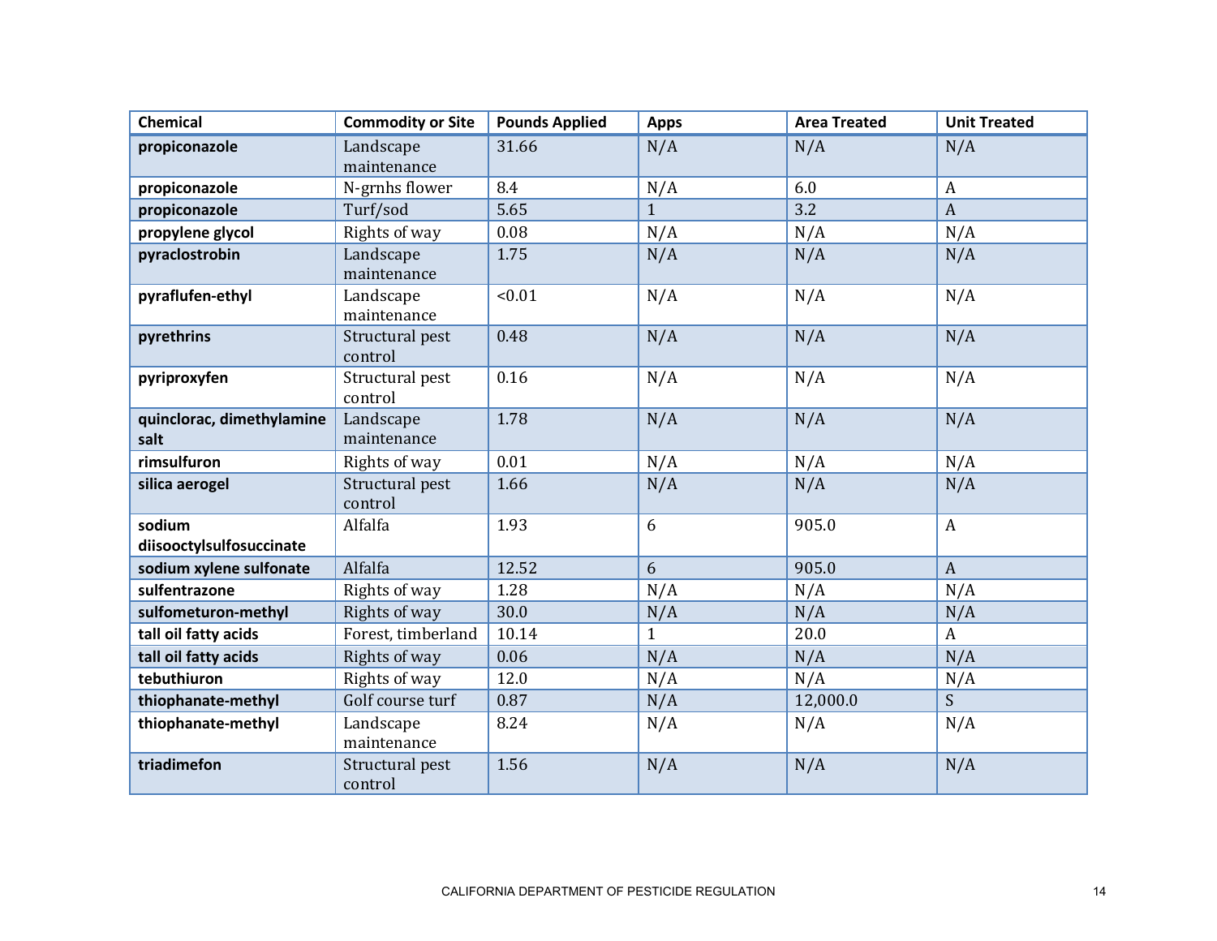| Chemical | Commodity or Site | Pounds Applied | Apps | Area Treated | Unit Treated |
|---|---|---|---|---|---|
| **propiconazole** | Landscape maintenance | 31.66 | N/A | N/A | N/A |
| **propiconazole** | N-grnhs flower | 8.4 | N/A | 6.0 | A |
| **propiconazole** | Turf/sod | 5.65 | 1 | 3.2 | A |
| **propylene glycol** | Rights of way | 0.08 | N/A | N/A | N/A |
| **pyraclostrobin** | Landscape maintenance | 1.75 | N/A | N/A | N/A |
| **pyraflufen-ethyl** | Landscape maintenance | <0.01 | N/A | N/A | N/A |
| **pyrethrins** | Structural pest control | 0.48 | N/A | N/A | N/A |
| **pyriproxyfen** | Structural pest control | 0.16 | N/A | N/A | N/A |
| **quinclorac, dimethylamine salt** | Landscape maintenance | 1.78 | N/A | N/A | N/A |
| **rimsulfuron** | Rights of way | 0.01 | N/A | N/A | N/A |
| **silica aerogel** | Structural pest control | 1.66 | N/A | N/A | N/A |
| **sodium diisooctylsulfosuccinate** | Alfalfa | 1.93 | 6 | 905.0 | A |
| **sodium xylene sulfonate** | Alfalfa | 12.52 | 6 | 905.0 | A |
| **sulfentrazone** | Rights of way | 1.28 | N/A | N/A | N/A |
| **sulfometuron-methyl** | Rights of way | 30.0 | N/A | N/A | N/A |
| **tall oil fatty acids** | Forest, timberland | 10.14 | 1 | 20.0 | A |
| **tall oil fatty acids** | Rights of way | 0.06 | N/A | N/A | N/A |
| **tebuthiuron** | Rights of way | 12.0 | N/A | N/A | N/A |
| **thiophanate-methyl** | Golf course turf | 0.87 | N/A | 12,000.0 | S |
| **thiophanate-methyl** | Landscape maintenance | 8.24 | N/A | N/A | N/A |
| **triadimefon** | Structural pest control | 1.56 | N/A | N/A | N/A |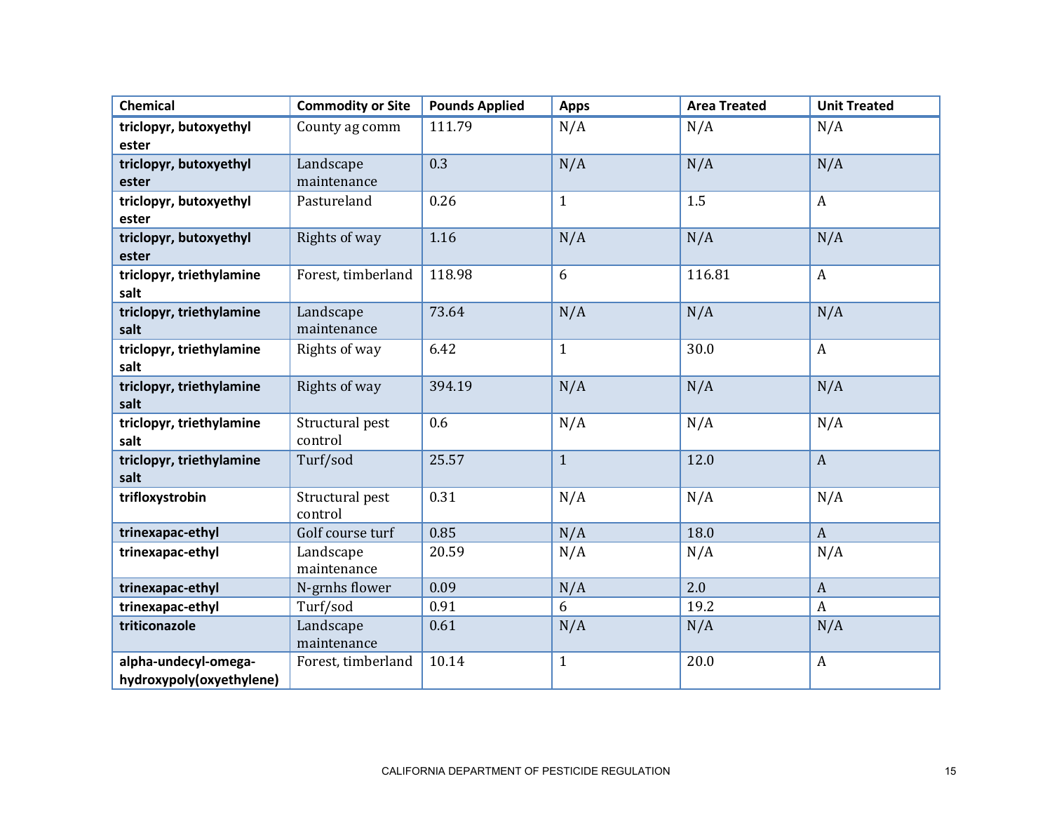| Chemical | Commodity or Site | Pounds Applied | Apps | Area Treated | Unit Treated |
|---|---|---|---|---|---|
| **triclopyr, butoxyethyl ester** | County ag comm | 111.79 | N/A | N/A | N/A |
| **triclopyr, butoxyethyl ester** | Landscape maintenance | 0.3 | N/A | N/A | N/A |
| **triclopyr, butoxyethyl ester** | Pastureland | 0.26 | 1 | 1.5 | A |
| **triclopyr, butoxyethyl ester** | Rights of way | 1.16 | N/A | N/A | N/A |
| **triclopyr, triethylamine salt** | Forest, timberland | 118.98 | 6 | 116.81 | A |
| **triclopyr, triethylamine salt** | Landscape maintenance | 73.64 | N/A | N/A | N/A |
| **triclopyr, triethylamine salt** | Rights of way | 6.42 | 1 | 30.0 | A |
| **triclopyr, triethylamine salt** | Rights of way | 394.19 | N/A | N/A | N/A |
| **triclopyr, triethylamine salt** | Structural pest control | 0.6 | N/A | N/A | N/A |
| **triclopyr, triethylamine salt** | Turf/sod | 25.57 | 1 | 12.0 | A |
| **trifloxystrobin** | Structural pest control | 0.31 | N/A | N/A | N/A |
| **trinexapac-ethyl** | Golf course turf | 0.85 | N/A | 18.0 | A |
| **trinexapac-ethyl** | Landscape maintenance | 20.59 | N/A | N/A | N/A |
| **trinexapac-ethyl** | N-grnhs flower | 0.09 | N/A | 2.0 | A |
| **trinexapac-ethyl** | Turf/sod | 0.91 | 6 | 19.2 | A |
| **triticonazole** | Landscape maintenance | 0.61 | N/A | N/A | N/A |
| **alpha-undecyl-omega-hydroxypoly(oxyethylene)** | Forest, timberland | 10.14 | 1 | 20.0 | A |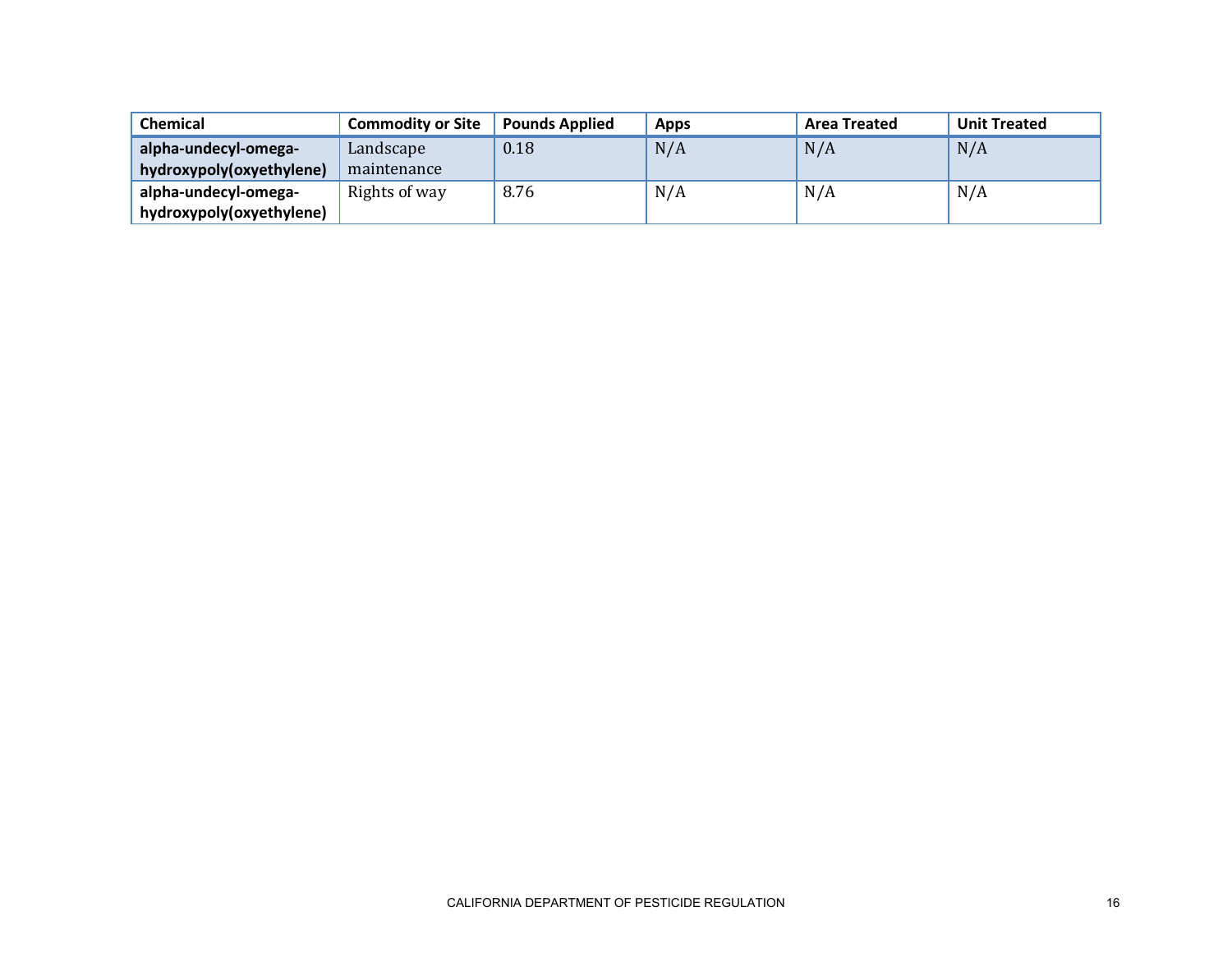| Chemical | Commodity or Site | Pounds Applied | Apps | Area Treated | Unit Treated |
|---|---|---|---|---|---|
| **alpha-undecyl-omega-hydroxypoly(oxyethylene)** | Landscape maintenance | 0.18 | N/A | N/A | N/A |
| **alpha-undecyl-omega-hydroxypoly(oxyethylene)** | Rights of way | 8.76 | N/A | N/A | N/A |